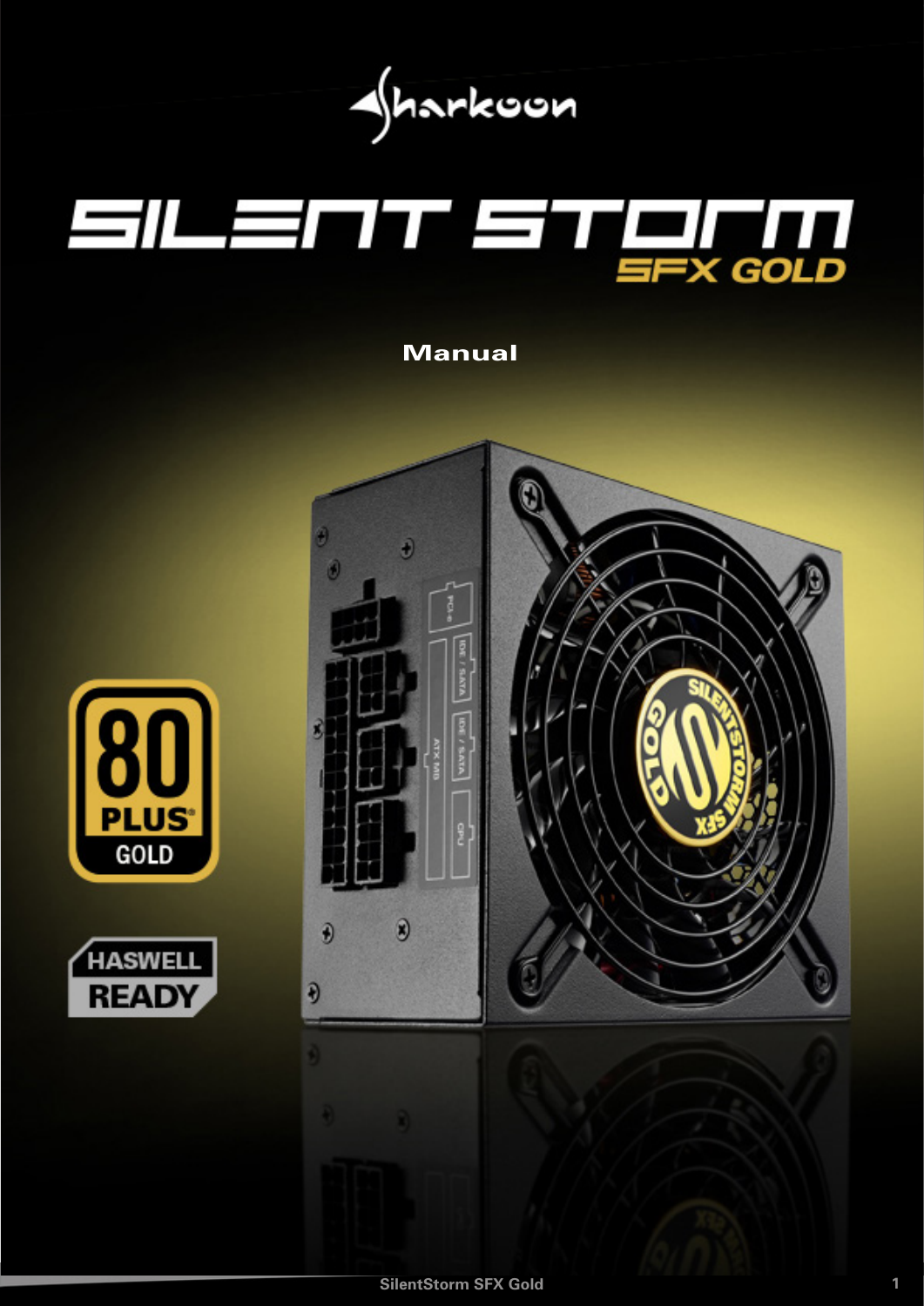# Sharkoon

# SILENT STORM

## SFX GOLD

### Manual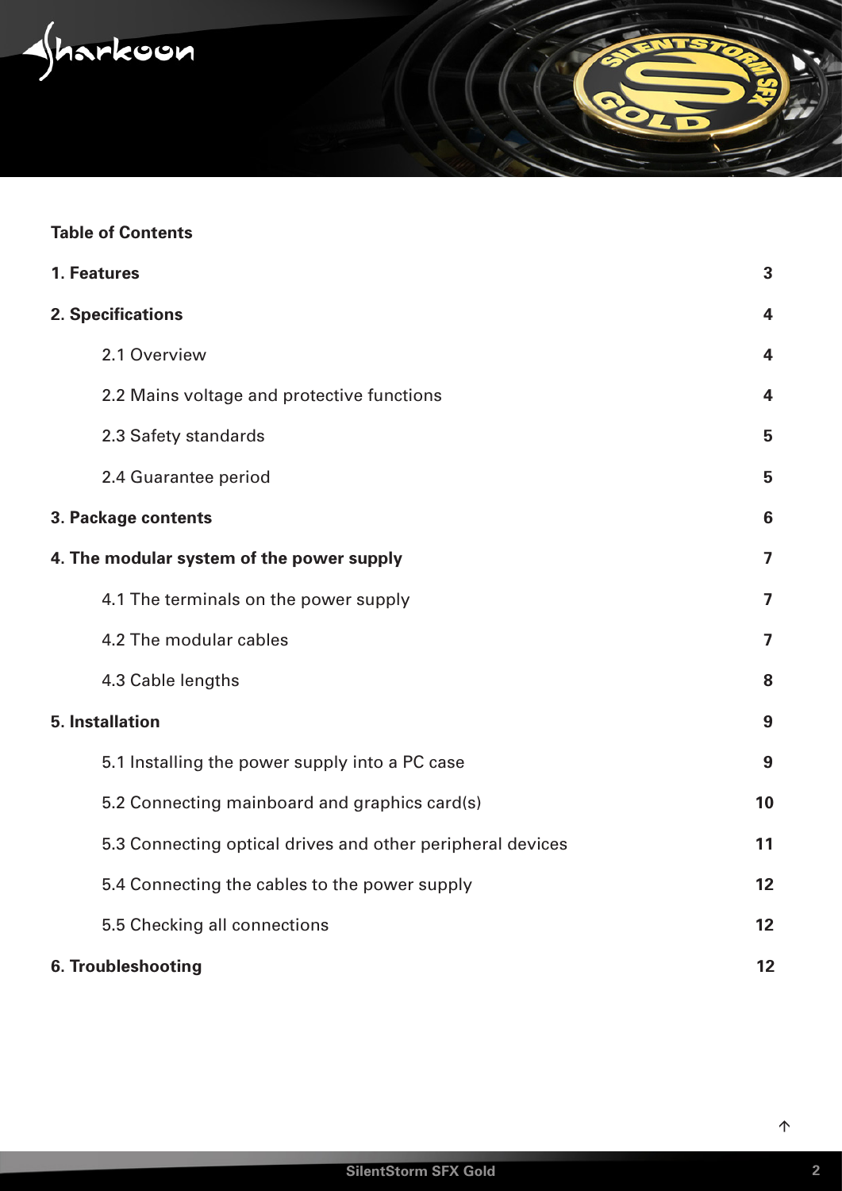**Table of Contents**

| | |
|---|---|
| **1. Features** | **3** |
| **2. Specifications** | **4** |
| 2.1 Overview | **4** |
| 2.2 Mains voltage and protective functions | **4** |
| 2.3 Safety standards | **5** |
| 2.4 Guarantee period | **5** |
| **3. Package contents** | **6** |
| **4. The modular system of the power supply** | **7** |
| 4.1 The terminals on the power supply | **7** |
| 4.2 The modular cables | **7** |
| 4.3 Cable lengths | **8** |
| **5. Installation** | **9** |
| 5.1 Installing the power supply into a PC case | **9** |
| 5.2 Connecting mainboard and graphics card(s) | **10** |
| 5.3 Connecting optical drives and other peripheral devices | **11** |
| 5.4 Connecting the cables to the power supply | **12** |
| 5.5 Checking all connections | **12** |
| **6. Troubleshooting** | **12** |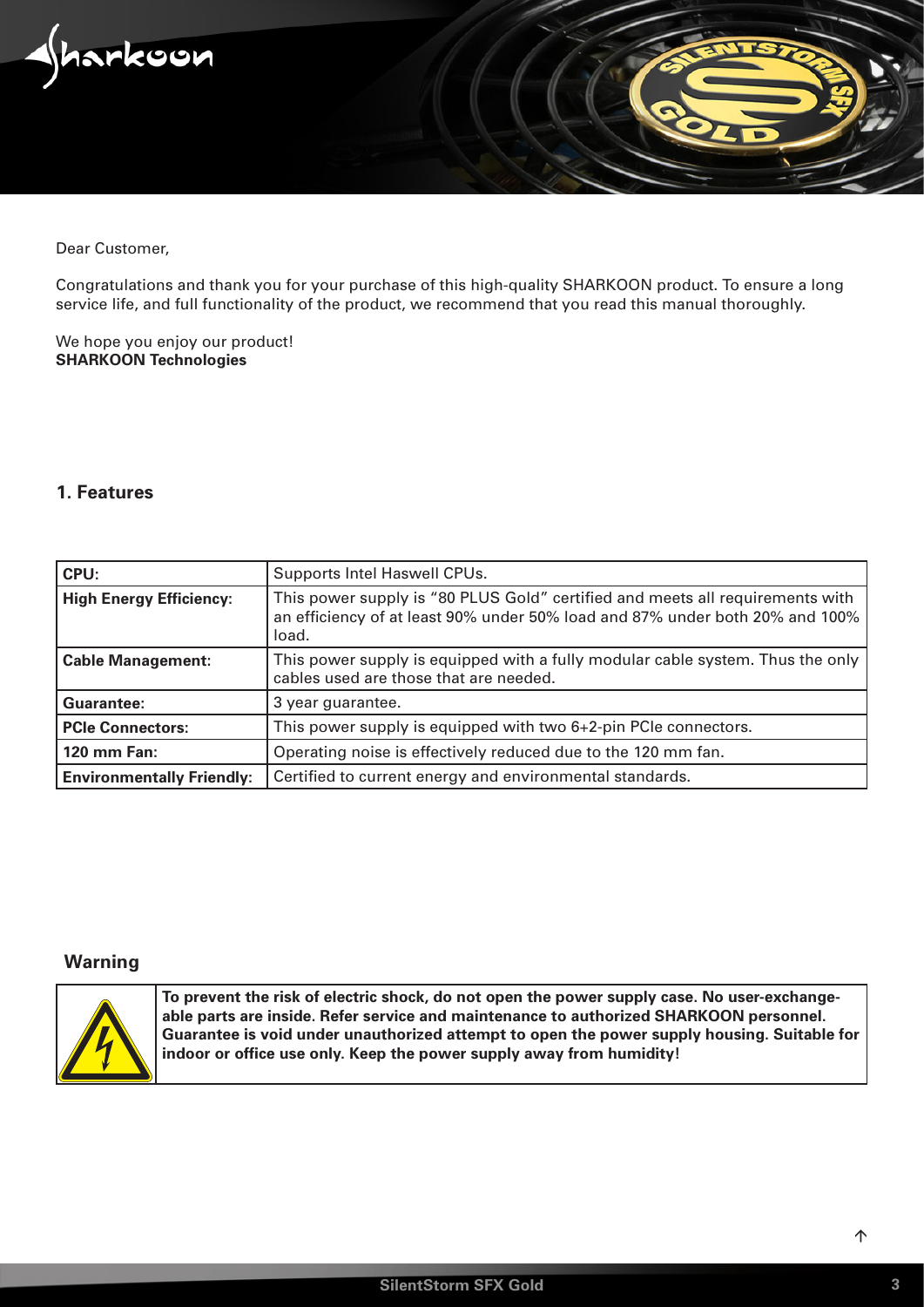Dear Customer,

Congratulations and thank you for your purchase of this high-quality SHARKOON product. To ensure a long service life, and full functionality of the product, we recommend that you read this manual thoroughly.

We hope you enjoy our product!
**SHARKOON Technologies**

## 1. Features

| | |
|---|---|
| **CPU:** | Supports Intel Haswell CPUs. |
| **High Energy Efficiency:** | This power supply is "80 PLUS Gold" certified and meets all requirements with an efficiency of at least 90% under 50% load and 87% under both 20% and 100% load. |
| **Cable Management:** | This power supply is equipped with a fully modular cable system. Thus the only cables used are those that are needed. |
| **Guarantee:** | 3 year guarantee. |
| **PCIe Connectors:** | This power supply is equipped with two 6+2-pin PCIe connectors. |
| **120 mm Fan:** | Operating noise is effectively reduced due to the 120 mm fan. |
| **Environmentally Friendly:** | Certified to current energy and environmental standards. |

## Warning

**To prevent the risk of electric shock, do not open the power supply case. No user-exchangeable parts are inside. Refer service and maintenance to authorized SHARKOON personnel. Guarantee is void under unauthorized attempt to open the power supply housing. Suitable for indoor or office use only. Keep the power supply away from humidity!**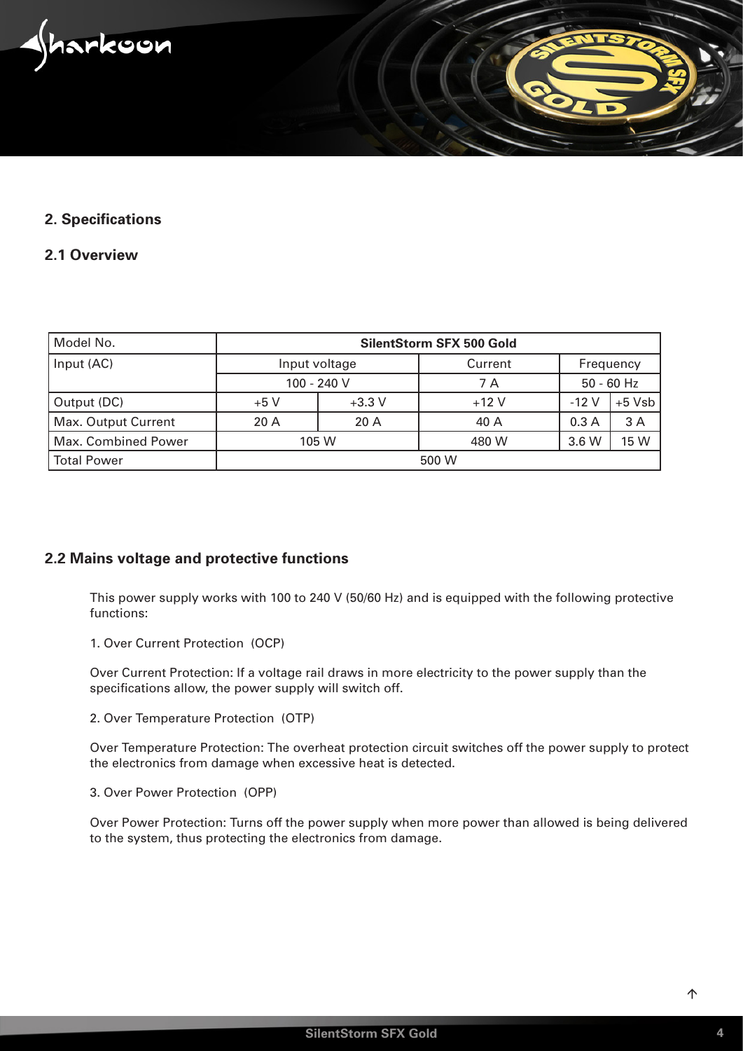## 2. Specifications

### 2.1 Overview

| Model No. | SilentStorm SFX 500 Gold | | | | |
|---|---|---|---|---|---|
| Input (AC) | Input voltage | | Current | Frequency | |
| | 100 - 240 V | | 7 A | 50 - 60 Hz | |
| Output (DC) | +5 V | +3.3 V | +12 V | -12 V | +5 Vsb |
| Max. Output Current | 20 A | 20 A | 40 A | 0.3 A | 3 A |
| Max. Combined Power | 105 W | | 480 W | 3.6 W | 15 W |
| Total Power | 500 W | | | | |

### 2.2 Mains voltage and protective functions

This power supply works with 100 to 240 V (50/60 Hz) and is equipped with the following protective functions:

1. Over Current Protection (OCP)

Over Current Protection: If a voltage rail draws in more electricity to the power supply than the specifications allow, the power supply will switch off.

2. Over Temperature Protection (OTP)

Over Temperature Protection: The overheat protection circuit switches off the power supply to protect the electronics from damage when excessive heat is detected.

3. Over Power Protection (OPP)

Over Power Protection: Turns off the power supply when more power than allowed is being delivered to the system, thus protecting the electronics from damage.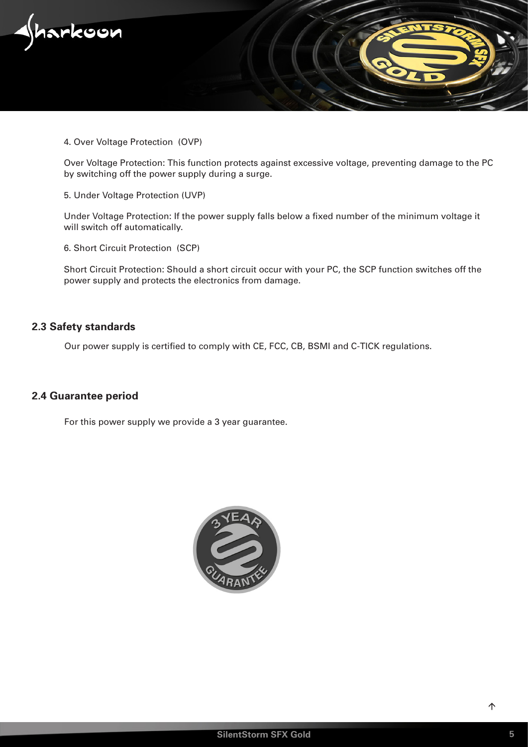4. Over Voltage Protection (OVP)

Over Voltage Protection: This function protects against excessive voltage, preventing damage to the PC by switching off the power supply during a surge.

5. Under Voltage Protection (UVP)

Under Voltage Protection: If the power supply falls below a fixed number of the minimum voltage it will switch off automatically.

6. Short Circuit Protection (SCP)

Short Circuit Protection: Should a short circuit occur with your PC, the SCP function switches off the power supply and protects the electronics from damage.

## 2.3 Safety standards

Our power supply is certified to comply with CE, FCC, CB, BSMI and C-TICK regulations.

## 2.4 Guarantee period

For this power supply we provide a 3 year guarantee.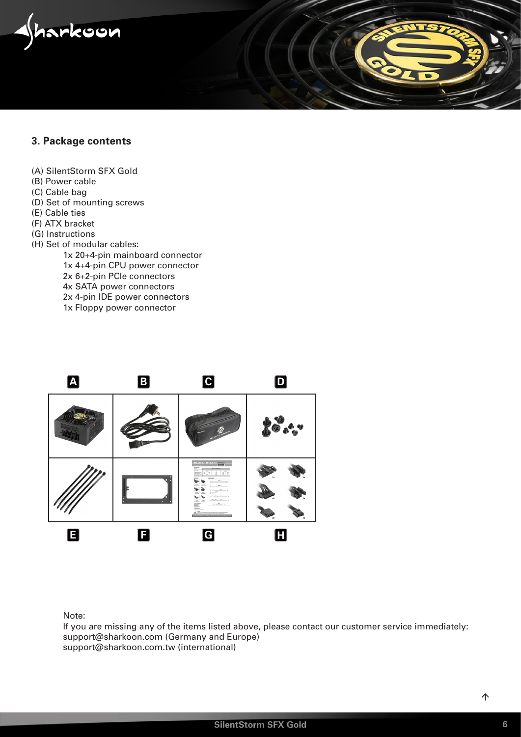## 3. Package contents

(A) SilentStorm SFX Gold
(B) Power cable
(C) Cable bag
(D) Set of mounting screws
(E) Cable ties
(F) ATX bracket
(G) Instructions
(H) Set of modular cables:

- 1x 20+4-pin mainboard connector
- 1x 4+4-pin CPU power connector
- 2x 6+2-pin PCIe connectors
- 4x SATA power connectors
- 2x 4-pin IDE power connectors
- 1x Floppy power connector

Note:
If you are missing any of the items listed above, please contact our customer service immediately:
support@sharkoon.com (Germany and Europe)
support@sharkoon.com.tw (international)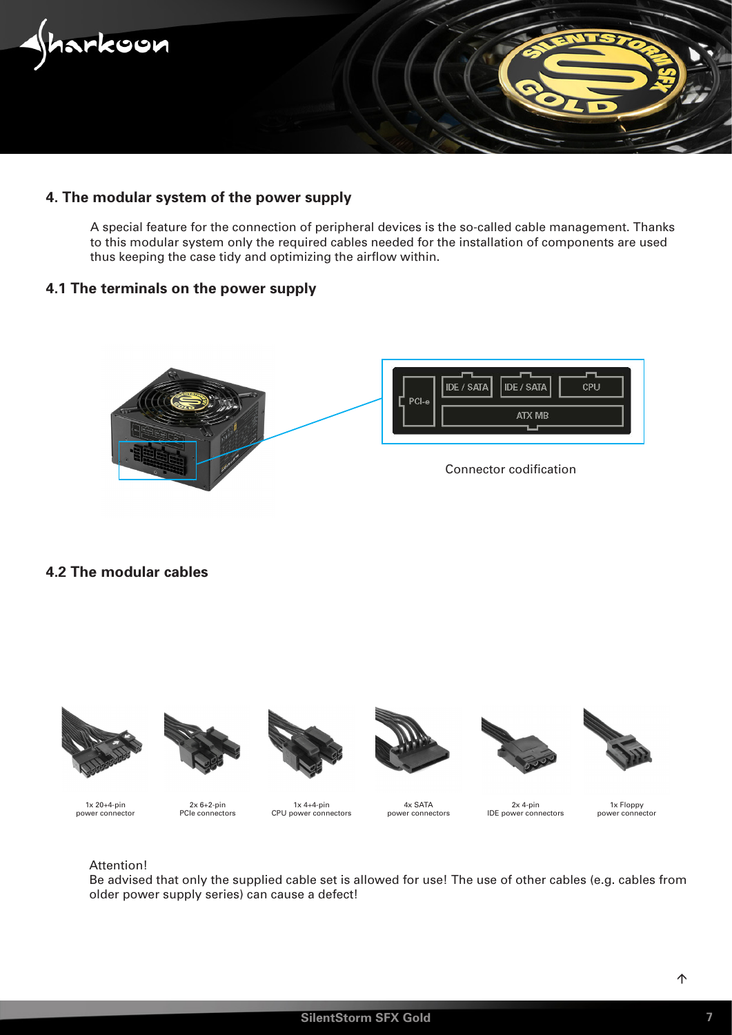## 4. The modular system of the power supply

A special feature for the connection of peripheral devices is the so-called cable management. Thanks to this modular system only the required cables needed for the installation of components are used thus keeping the case tidy and optimizing the airflow within.

### 4.1 The terminals on the power supply

PCI-e | IDE / SATA | IDE / SATA | CPU | ATX MB

Connector codification

### 4.2 The modular cables

1x 20+4-pin power connector

2x 6+2-pin PCIe connectors

1x 4+4-pin CPU power connectors

4x SATA power connectors

2x 4-pin IDE power connectors

1x Floppy power connector

Attention!
Be advised that only the supplied cable set is allowed for use! The use of other cables (e.g. cables from older power supply series) can cause a defect!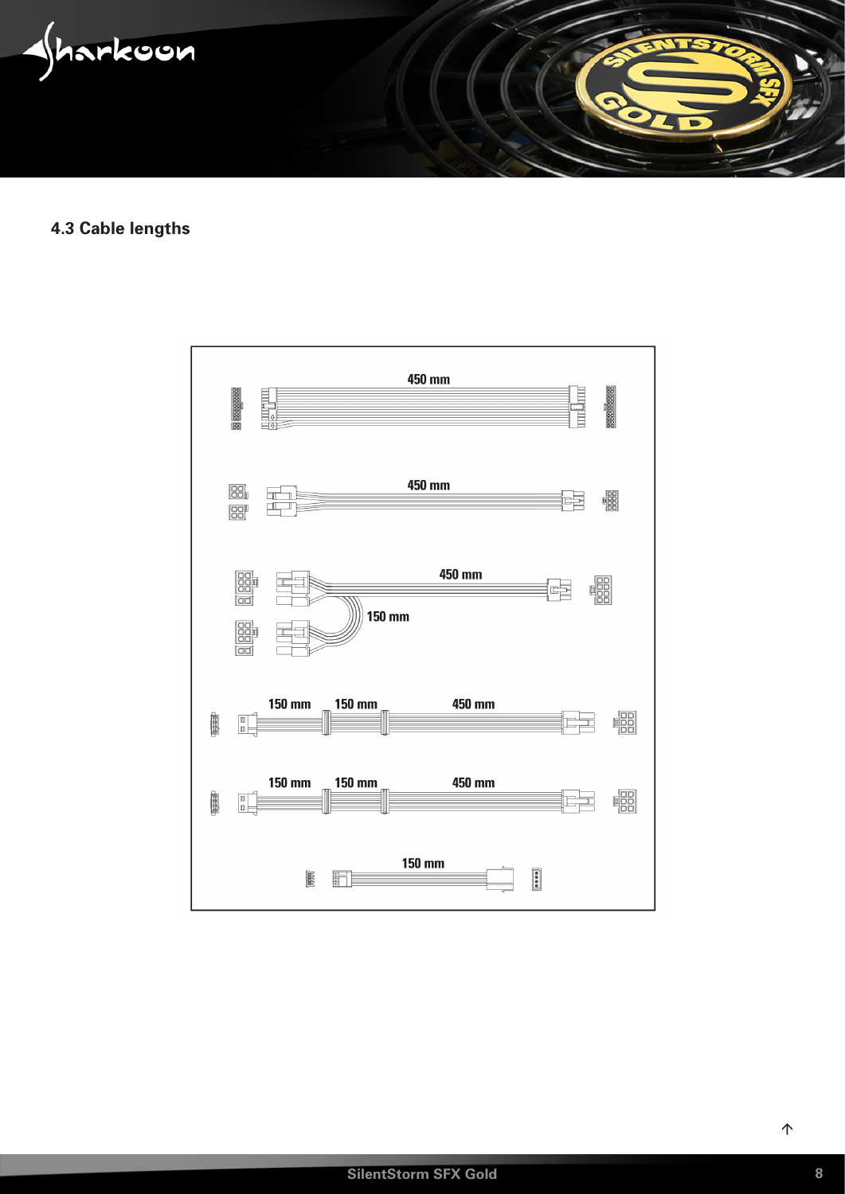## 4.3 Cable lengths

450 mm

450 mm

450 mm

150 mm

150 mm 150 mm 450 mm

150 mm 150 mm 450 mm

150 mm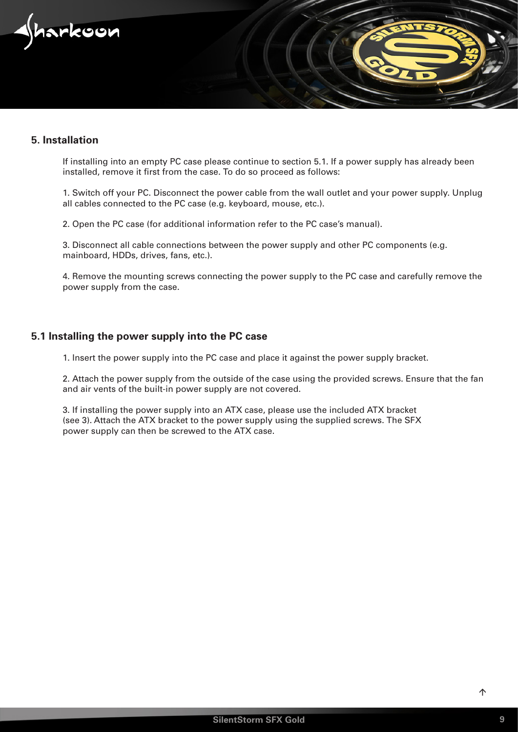## 5. Installation

If installing into an empty PC case please continue to section 5.1. If a power supply has already been installed, remove it first from the case. To do so proceed as follows:

1. Switch off your PC. Disconnect the power cable from the wall outlet and your power supply. Unplug all cables connected to the PC case (e.g. keyboard, mouse, etc.).

2. Open the PC case (for additional information refer to the PC case's manual).

3. Disconnect all cable connections between the power supply and other PC components (e.g. mainboard, HDDs, drives, fans, etc.).

4. Remove the mounting screws connecting the power supply to the PC case and carefully remove the power supply from the case.

## 5.1 Installing the power supply into the PC case

1. Insert the power supply into the PC case and place it against the power supply bracket.

2. Attach the power supply from the outside of the case using the provided screws. Ensure that the fan and air vents of the built-in power supply are not covered.

3. If installing the power supply into an ATX case, please use the included ATX bracket (see 3). Attach the ATX bracket to the power supply using the supplied screws. The SFX power supply can then be screwed to the ATX case.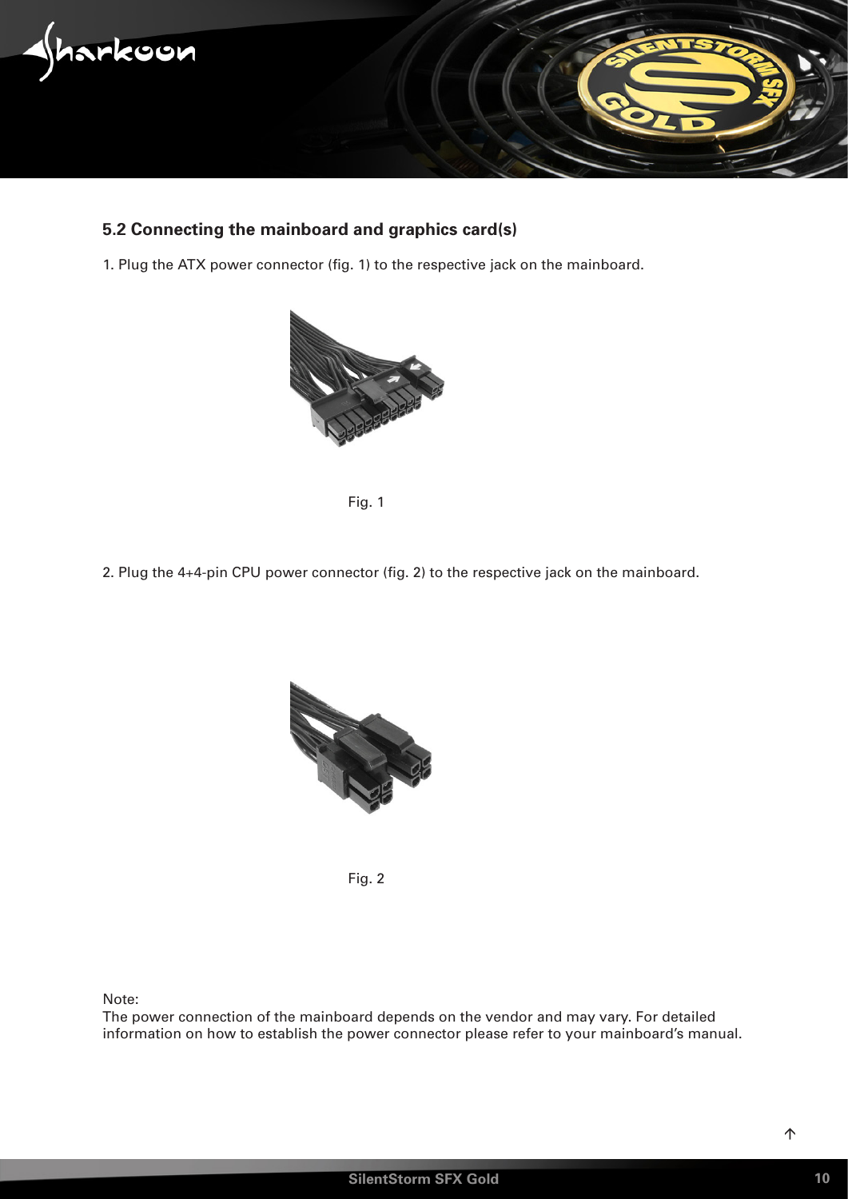## 5.2 Connecting the mainboard and graphics card(s)

1. Plug the ATX power connector (fig. 1) to the respective jack on the mainboard.

Fig. 1

2. Plug the 4+4-pin CPU power connector (fig. 2) to the respective jack on the mainboard.

Fig. 2

Note:
The power connection of the mainboard depends on the vendor and may vary. For detailed information on how to establish the power connector please refer to your mainboard's manual.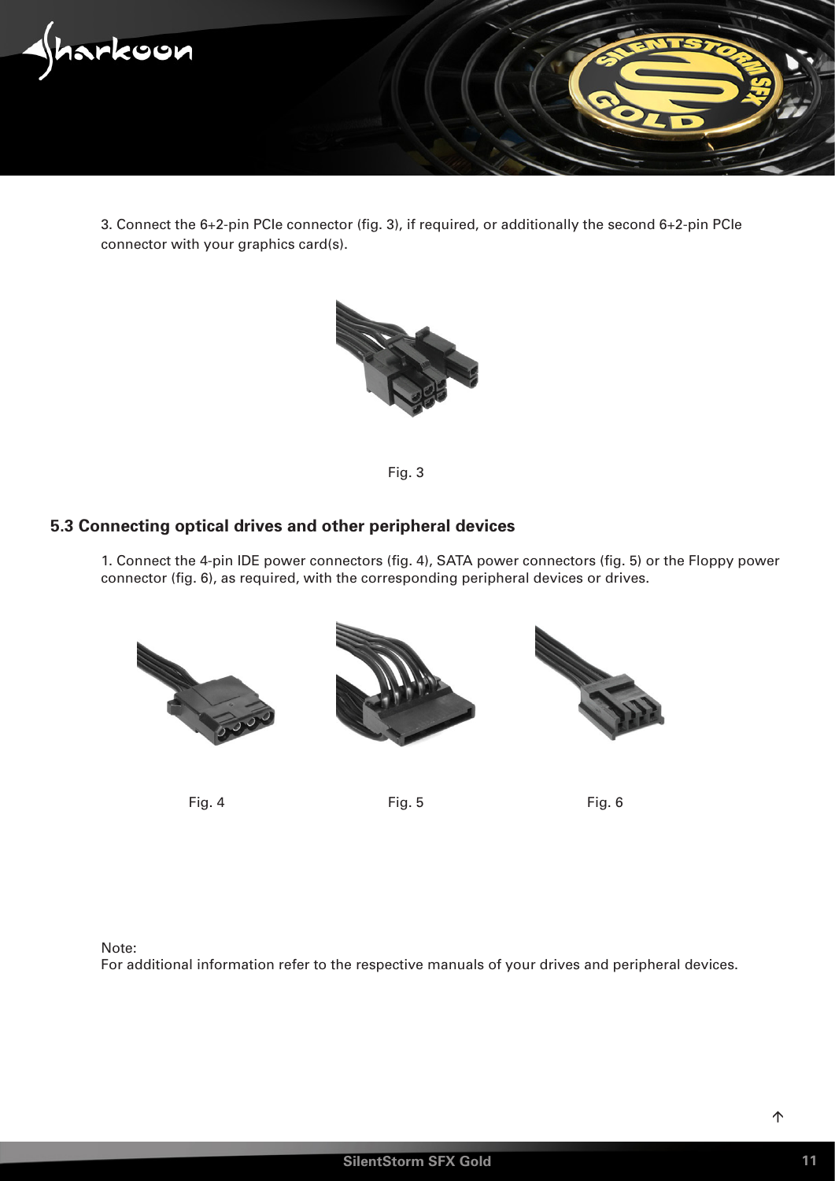3. Connect the 6+2-pin PCIe connector (fig. 3), if required, or additionally the second 6+2-pin PCIe connector with your graphics card(s).

Fig. 3

### 5.3 Connecting optical drives and other peripheral devices

1. Connect the 4-pin IDE power connectors (fig. 4), SATA power connectors (fig. 5) or the Floppy power connector (fig. 6), as required, with the corresponding peripheral devices or drives.

Fig. 4

Fig. 5

Fig. 6

Note:
For additional information refer to the respective manuals of your drives and peripheral devices.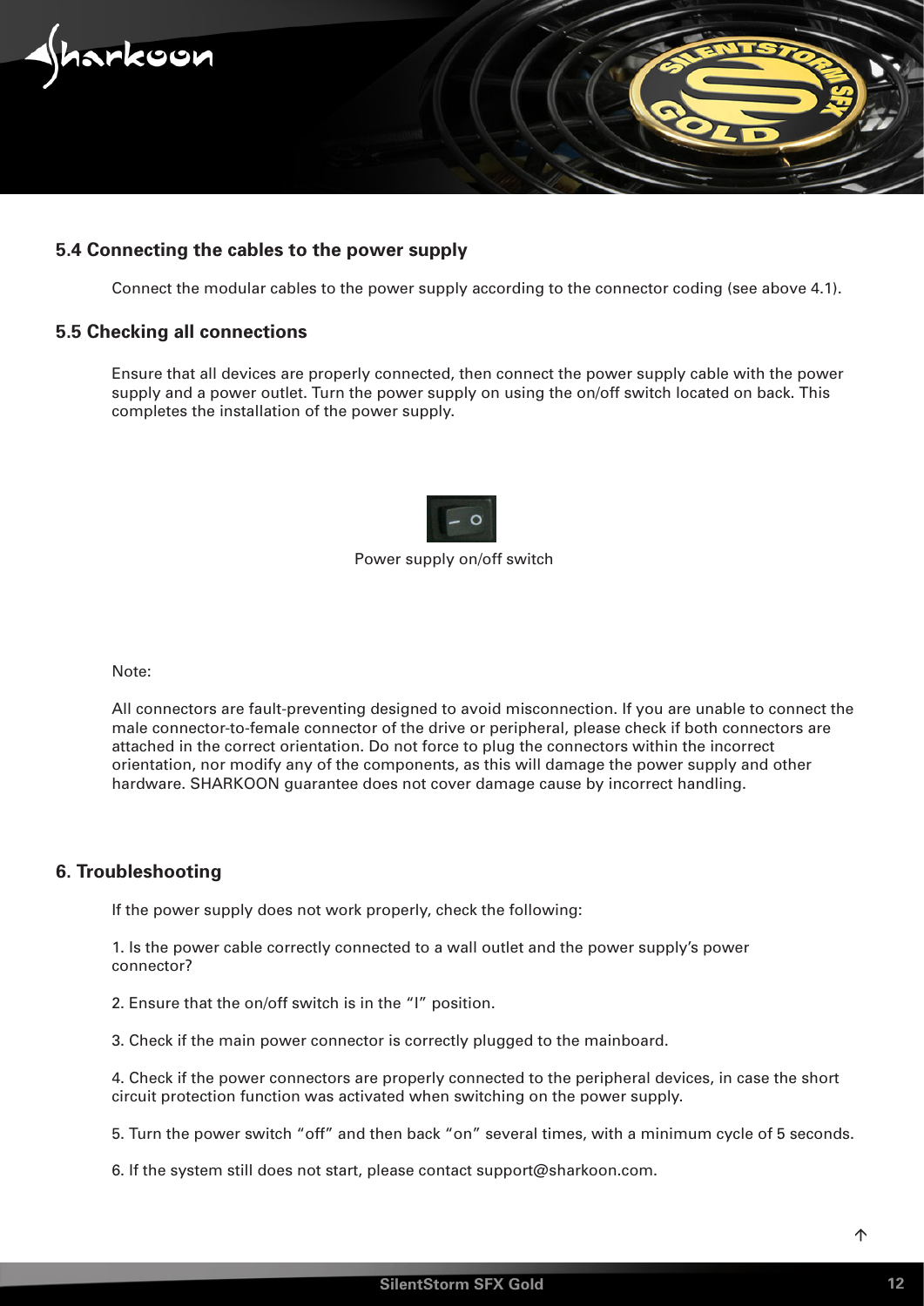## 5.4 Connecting the cables to the power supply

Connect the modular cables to the power supply according to the connector coding (see above 4.1).

## 5.5 Checking all connections

Ensure that all devices are properly connected, then connect the power supply cable with the power supply and a power outlet. Turn the power supply on using the on/off switch located on back. This completes the installation of the power supply.

Power supply on/off switch

Note:

All connectors are fault-preventing designed to avoid misconnection. If you are unable to connect the male connector-to-female connector of the drive or peripheral, please check if both connectors are attached in the correct orientation. Do not force to plug the connectors within the incorrect orientation, nor modify any of the components, as this will damage the power supply and other hardware. SHARKOON guarantee does not cover damage cause by incorrect handling.

## 6. Troubleshooting

If the power supply does not work properly, check the following:

1. Is the power cable correctly connected to a wall outlet and the power supply's power connector?

2. Ensure that the on/off switch is in the "I" position.

3. Check if the main power connector is correctly plugged to the mainboard.

4. Check if the power connectors are properly connected to the peripheral devices, in case the short circuit protection function was activated when switching on the power supply.

5. Turn the power switch "off" and then back "on" several times, with a minimum cycle of 5 seconds.

6. If the system still does not start, please contact support@sharkoon.com.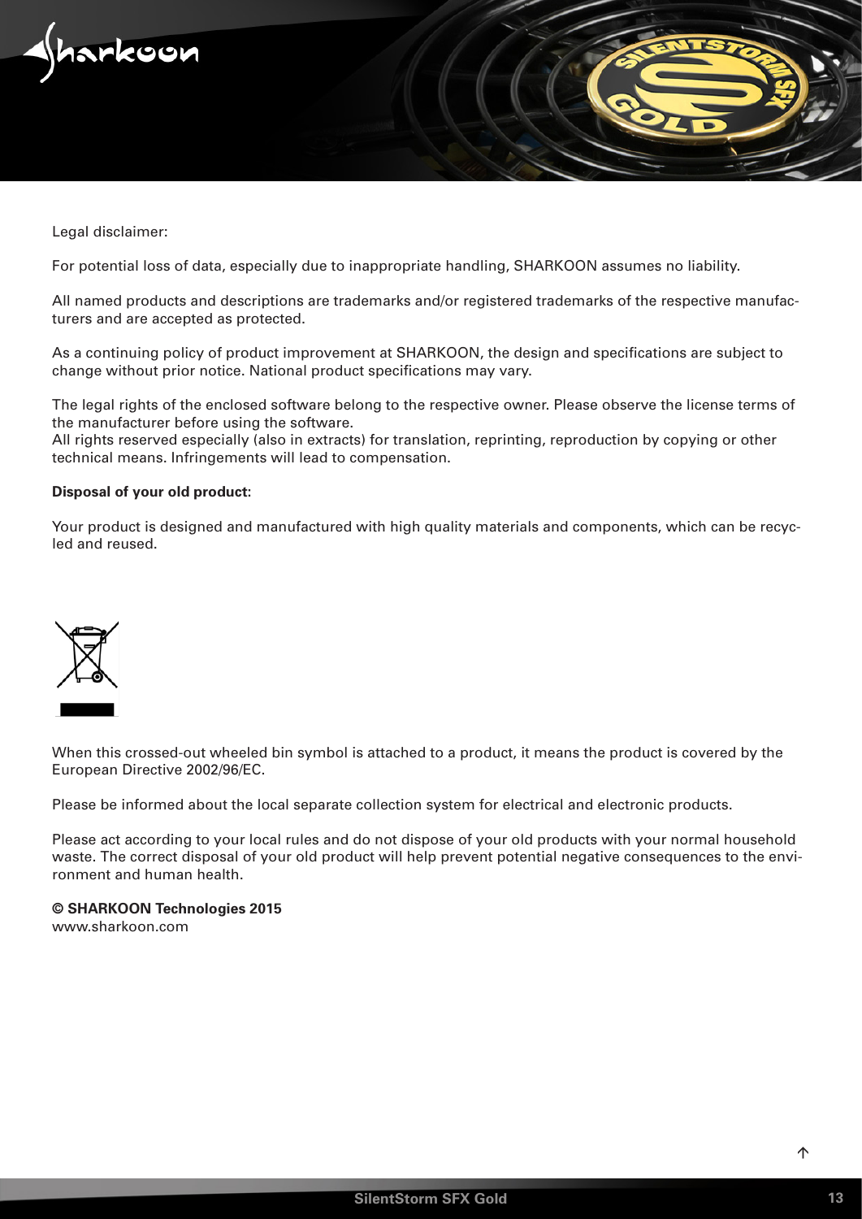Legal disclaimer:

For potential loss of data, especially due to inappropriate handling, SHARKOON assumes no liability.

All named products and descriptions are trademarks and/or registered trademarks of the respective manufacturers and are accepted as protected.

As a continuing policy of product improvement at SHARKOON, the design and specifications are subject to change without prior notice. National product specifications may vary.

The legal rights of the enclosed software belong to the respective owner. Please observe the license terms of the manufacturer before using the software.
All rights reserved especially (also in extracts) for translation, reprinting, reproduction by copying or other technical means. Infringements will lead to compensation.

**Disposal of your old product:**

Your product is designed and manufactured with high quality materials and components, which can be recycled and reused.

When this crossed-out wheeled bin symbol is attached to a product, it means the product is covered by the European Directive 2002/96/EC.

Please be informed about the local separate collection system for electrical and electronic products.

Please act according to your local rules and do not dispose of your old products with your normal household waste. The correct disposal of your old product will help prevent potential negative consequences to the environment and human health.

**© SHARKOON Technologies 2015**
www.sharkoon.com